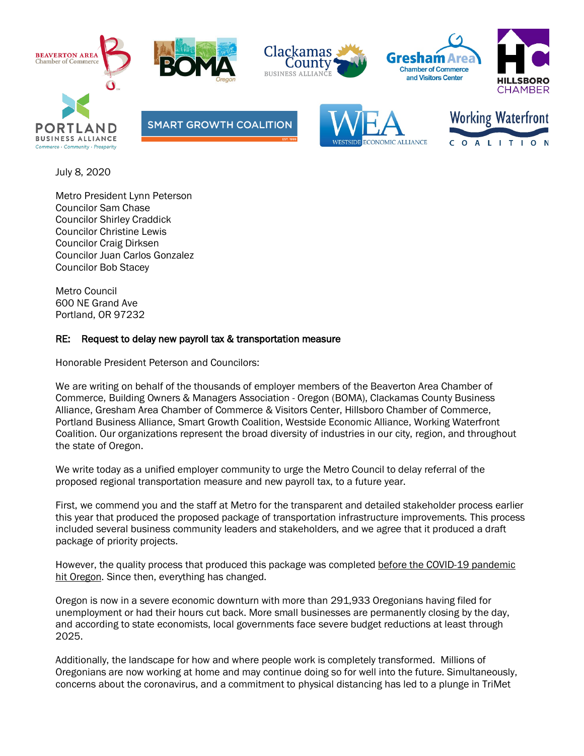July 8, 2020

Metro President Lynn Peterson
Councilor Sam Chase
Councilor Shirley Craddick
Councilor Christine Lewis
Councilor Craig Dirksen
Councilor Juan Carlos Gonzalez
Councilor Bob Stacey

Metro Council
600 NE Grand Ave
Portland, OR 97232

RE: Request to delay new payroll tax & transportation measure

Honorable President Peterson and Councilors:

We are writing on behalf of the thousands of employer members of the Beaverton Area Chamber of Commerce, Building Owners & Managers Association - Oregon (BOMA), Clackamas County Business Alliance, Gresham Area Chamber of Commerce & Visitors Center, Hillsboro Chamber of Commerce, Portland Business Alliance, Smart Growth Coalition, Westside Economic Alliance, Working Waterfront Coalition. Our organizations represent the broad diversity of industries in our city, region, and throughout the state of Oregon.

We write today as a unified employer community to urge the Metro Council to delay referral of the proposed regional transportation measure and new payroll tax, to a future year.

First, we commend you and the staff at Metro for the transparent and detailed stakeholder process earlier this year that produced the proposed package of transportation infrastructure improvements. This process included several business community leaders and stakeholders, and we agree that it produced a draft package of priority projects.

However, the quality process that produced this package was completed before the COVID-19 pandemic hit Oregon. Since then, everything has changed.

Oregon is now in a severe economic downturn with more than 291,933 Oregonians having filed for unemployment or had their hours cut back. More small businesses are permanently closing by the day, and according to state economists, local governments face severe budget reductions at least through 2025.

Additionally, the landscape for how and where people work is completely transformed. Millions of Oregonians are now working at home and may continue doing so for well into the future. Simultaneously, concerns about the coronavirus, and a commitment to physical distancing has led to a plunge in TriMet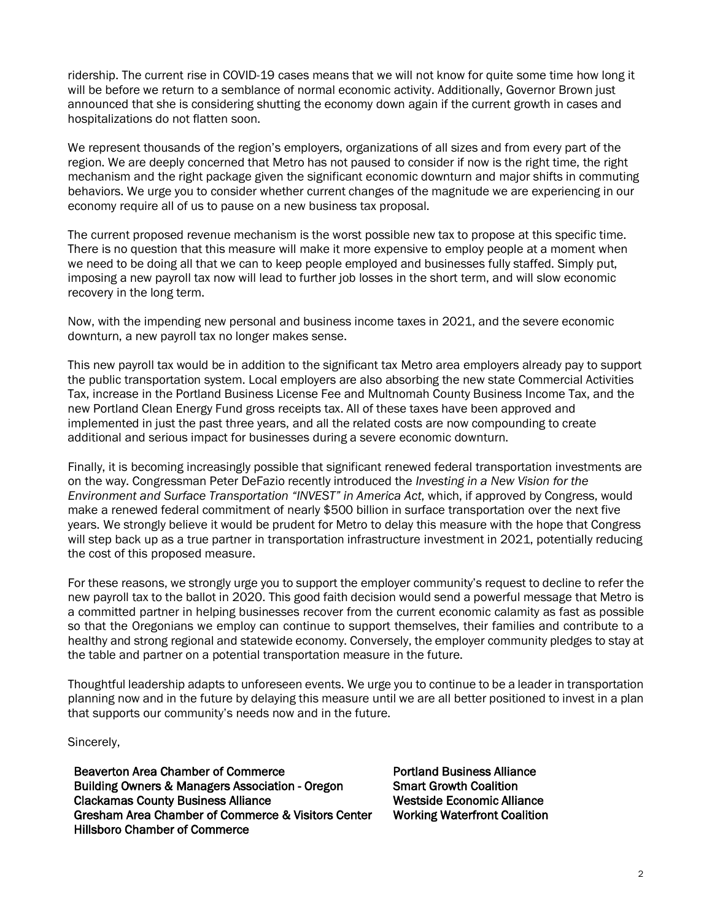ridership. The current rise in COVID-19 cases means that we will not know for quite some time how long it will be before we return to a semblance of normal economic activity. Additionally, Governor Brown just announced that she is considering shutting the economy down again if the current growth in cases and hospitalizations do not flatten soon.

We represent thousands of the region's employers, organizations of all sizes and from every part of the region. We are deeply concerned that Metro has not paused to consider if now is the right time, the right mechanism and the right package given the significant economic downturn and major shifts in commuting behaviors. We urge you to consider whether current changes of the magnitude we are experiencing in our economy require all of us to pause on a new business tax proposal.

The current proposed revenue mechanism is the worst possible new tax to propose at this specific time. There is no question that this measure will make it more expensive to employ people at a moment when we need to be doing all that we can to keep people employed and businesses fully staffed. Simply put, imposing a new payroll tax now will lead to further job losses in the short term, and will slow economic recovery in the long term.

Now, with the impending new personal and business income taxes in 2021, and the severe economic downturn, a new payroll tax no longer makes sense.

This new payroll tax would be in addition to the significant tax Metro area employers already pay to support the public transportation system. Local employers are also absorbing the new state Commercial Activities Tax, increase in the Portland Business License Fee and Multnomah County Business Income Tax, and the new Portland Clean Energy Fund gross receipts tax. All of these taxes have been approved and implemented in just the past three years, and all the related costs are now compounding to create additional and serious impact for businesses during a severe economic downturn.

Finally, it is becoming increasingly possible that significant renewed federal transportation investments are on the way. Congressman Peter DeFazio recently introduced the *Investing in a New Vision for the Environment and Surface Transportation "INVEST" in America Act*, which, if approved by Congress, would make a renewed federal commitment of nearly $500 billion in surface transportation over the next five years. We strongly believe it would be prudent for Metro to delay this measure with the hope that Congress will step back up as a true partner in transportation infrastructure investment in 2021, potentially reducing the cost of this proposed measure.

For these reasons, we strongly urge you to support the employer community's request to decline to refer the new payroll tax to the ballot in 2020. This good faith decision would send a powerful message that Metro is a committed partner in helping businesses recover from the current economic calamity as fast as possible so that the Oregonians we employ can continue to support themselves, their families and contribute to a healthy and strong regional and statewide economy. Conversely, the employer community pledges to stay at the table and partner on a potential transportation measure in the future.

Thoughtful leadership adapts to unforeseen events. We urge you to continue to be a leader in transportation planning now and in the future by delaying this measure until we are all better positioned to invest in a plan that supports our community's needs now and in the future.

Sincerely,

Beaverton Area Chamber of Commerce
Building Owners & Managers Association - Oregon
Clackamas County Business Alliance
Gresham Area Chamber of Commerce & Visitors Center
Hillsboro Chamber of Commerce
Portland Business Alliance
Smart Growth Coalition
Westside Economic Alliance
Working Waterfront Coalition